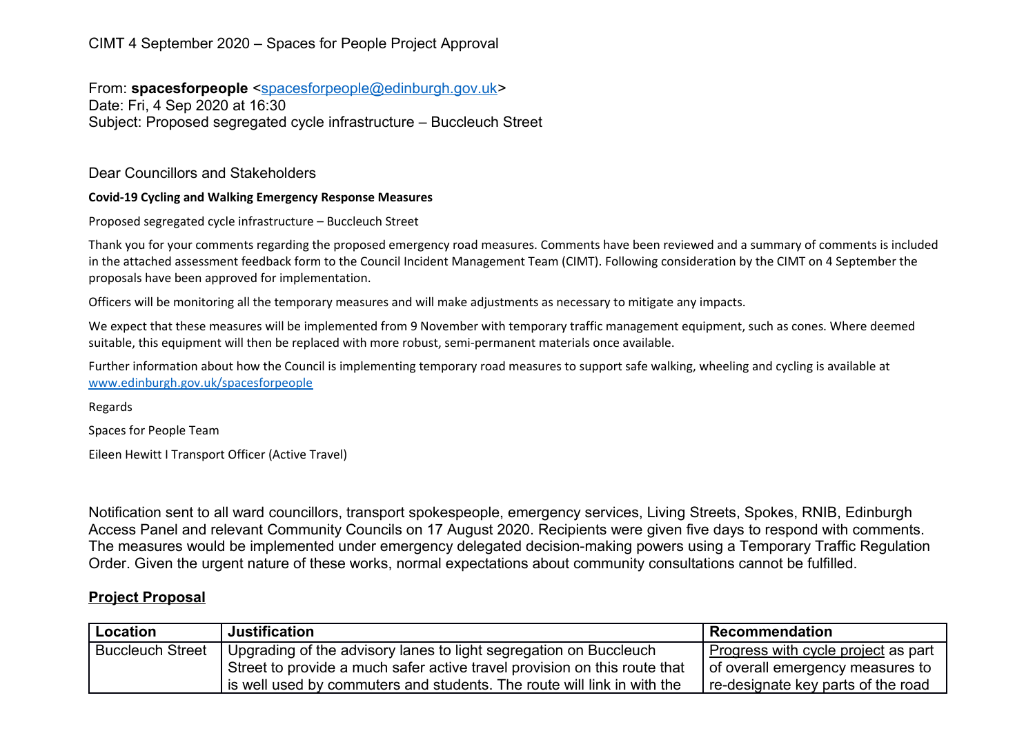CIMT 4 September 2020 – Spaces for People Project Approval

From: **spacesforpeople** <spacesforpeople@edinburgh.gov.uk>
Date: Fri, 4 Sep 2020 at 16:30
Subject: Proposed segregated cycle infrastructure – Buccleuch Street

Dear Councillors and Stakeholders

**Covid-19 Cycling and Walking Emergency Response Measures**

Proposed segregated cycle infrastructure – Buccleuch Street

Thank you for your comments regarding the proposed emergency road measures. Comments have been reviewed and a summary of comments is included in the attached assessment feedback form to the Council Incident Management Team (CIMT). Following consideration by the CIMT on 4 September the proposals have been approved for implementation.

Officers will be monitoring all the temporary measures and will make adjustments as necessary to mitigate any impacts.

We expect that these measures will be implemented from 9 November with temporary traffic management equipment, such as cones. Where deemed suitable, this equipment will then be replaced with more robust, semi-permanent materials once available.

Further information about how the Council is implementing temporary road measures to support safe walking, wheeling and cycling is available at www.edinburgh.gov.uk/spacesforpeople

Regards

Spaces for People Team

Eileen Hewitt I Transport Officer (Active Travel)

Notification sent to all ward councillors, transport spokespeople, emergency services, Living Streets, Spokes, RNIB, Edinburgh Access Panel and relevant Community Councils on 17 August 2020. Recipients were given five days to respond with comments. The measures would be implemented under emergency delegated decision-making powers using a Temporary Traffic Regulation Order. Given the urgent nature of these works, normal expectations about community consultations cannot be fulfilled.

## Project Proposal

| Location | Justification | Recommendation |
|---|---|---|
| Buccleuch Street | Upgrading of the advisory lanes to light segregation on Buccleuch Street to provide a much safer active travel provision on this route that is well used by commuters and students. The route will link in with the | Progress with cycle project as part of overall emergency measures to re-designate key parts of the road |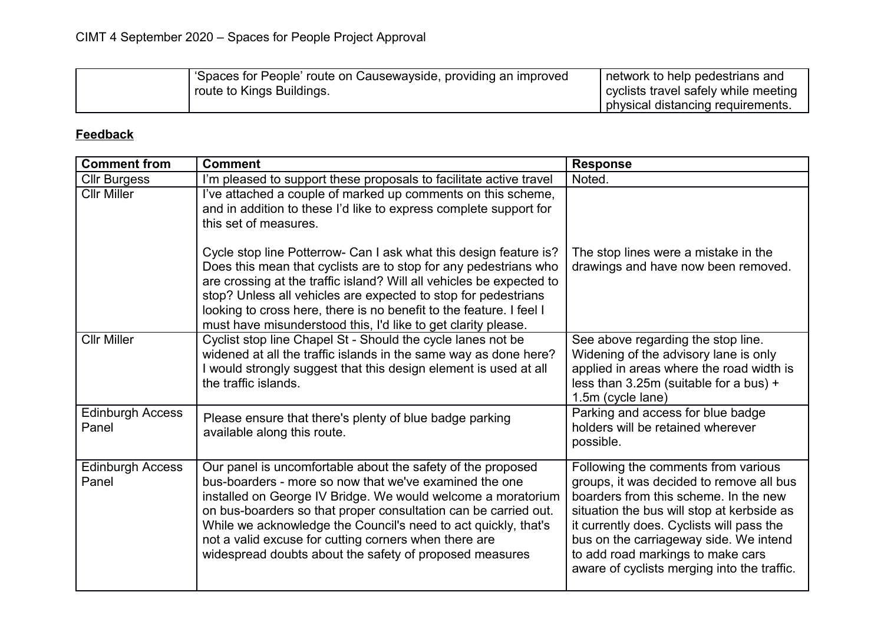| | 'Spaces for People' route on Causewayside, providing an improved route to Kings Buildings. | network to help pedestrians and cyclists travel safely while meeting physical distancing requirements. |
|---|---|---|

## Feedback

| Comment from | Comment | Response |
|---|---|---|
| Cllr Burgess | I'm pleased to support these proposals to facilitate active travel | Noted. |
| Cllr Miller | I've attached a couple of marked up comments on this scheme, and in addition to these I'd like to express complete support for this set of measures.<br><br>Cycle stop line Potterrow- Can I ask what this design feature is? Does this mean that cyclists are to stop for any pedestrians who are crossing at the traffic island? Will all vehicles be expected to stop? Unless all vehicles are expected to stop for pedestrians looking to cross here, there is no benefit to the feature. I feel I must have misunderstood this, I'd like to get clarity please. | The stop lines were a mistake in the drawings and have now been removed. |
| Cllr Miller | Cyclist stop line Chapel St - Should the cycle lanes not be widened at all the traffic islands in the same way as done here? I would strongly suggest that this design element is used at all the traffic islands. | See above regarding the stop line. Widening of the advisory lane is only applied in areas where the road width is less than 3.25m (suitable for a bus) + 1.5m (cycle lane) |
| Edinburgh Access Panel | Please ensure that there's plenty of blue badge parking available along this route. | Parking and access for blue badge holders will be retained wherever possible. |
| Edinburgh Access Panel | Our panel is uncomfortable about the safety of the proposed bus-boarders - more so now that we've examined the one installed on George IV Bridge. We would welcome a moratorium on bus-boarders so that proper consultation can be carried out. While we acknowledge the Council's need to act quickly, that's not a valid excuse for cutting corners when there are widespread doubts about the safety of proposed measures | Following the comments from various groups, it was decided to remove all bus boarders from this scheme. In the new situation the bus will stop at kerbside as it currently does. Cyclists will pass the bus on the carriageway side. We intend to add road markings to make cars aware of cyclists merging into the traffic. |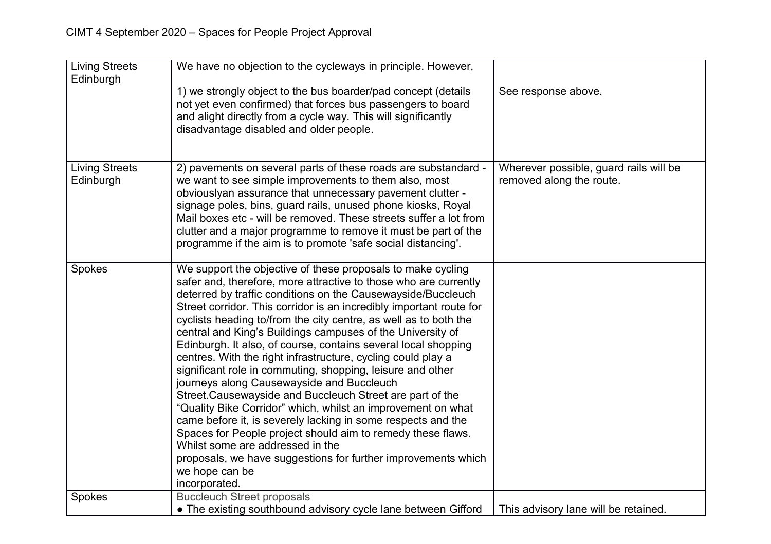| | | |
|---|---|---|
| Living Streets Edinburgh | We have no objection to the cycleways in principle. However,<br><br>1) we strongly object to the bus boarder/pad concept (details not yet even confirmed) that forces bus passengers to board and alight directly from a cycle way. This will significantly disadvantage disabled and older people. | See response above. |
| Living Streets Edinburgh | 2) pavements on several parts of these roads are substandard - we want to see simple improvements to them also, most obviouslyan assurance that unnecessary pavement clutter - signage poles, bins, guard rails, unused phone kiosks, Royal Mail boxes etc - will be removed. These streets suffer a lot from clutter and a major programme to remove it must be part of the programme if the aim is to promote 'safe social distancing'. | Wherever possible, guard rails will be removed along the route. |
| Spokes | We support the objective of these proposals to make cycling safer and, therefore, more attractive to those who are currently deterred by traffic conditions on the Causewayside/Buccleuch Street corridor. This corridor is an incredibly important route for cyclists heading to/from the city centre, as well as to both the central and King's Buildings campuses of the University of Edinburgh. It also, of course, contains several local shopping centres. With the right infrastructure, cycling could play a significant role in commuting, shopping, leisure and other journeys along Causewayside and Buccleuch Street.Causewayside and Buccleuch Street are part of the "Quality Bike Corridor" which, whilst an improvement on what came before it, is severely lacking in some respects and the Spaces for People project should aim to remedy these flaws. Whilst some are addressed in the proposals, we have suggestions for further improvements which we hope can be incorporated. | |
| Spokes | Buccleuch Street proposals<br>● The existing southbound advisory cycle lane between Gifford | This advisory lane will be retained. |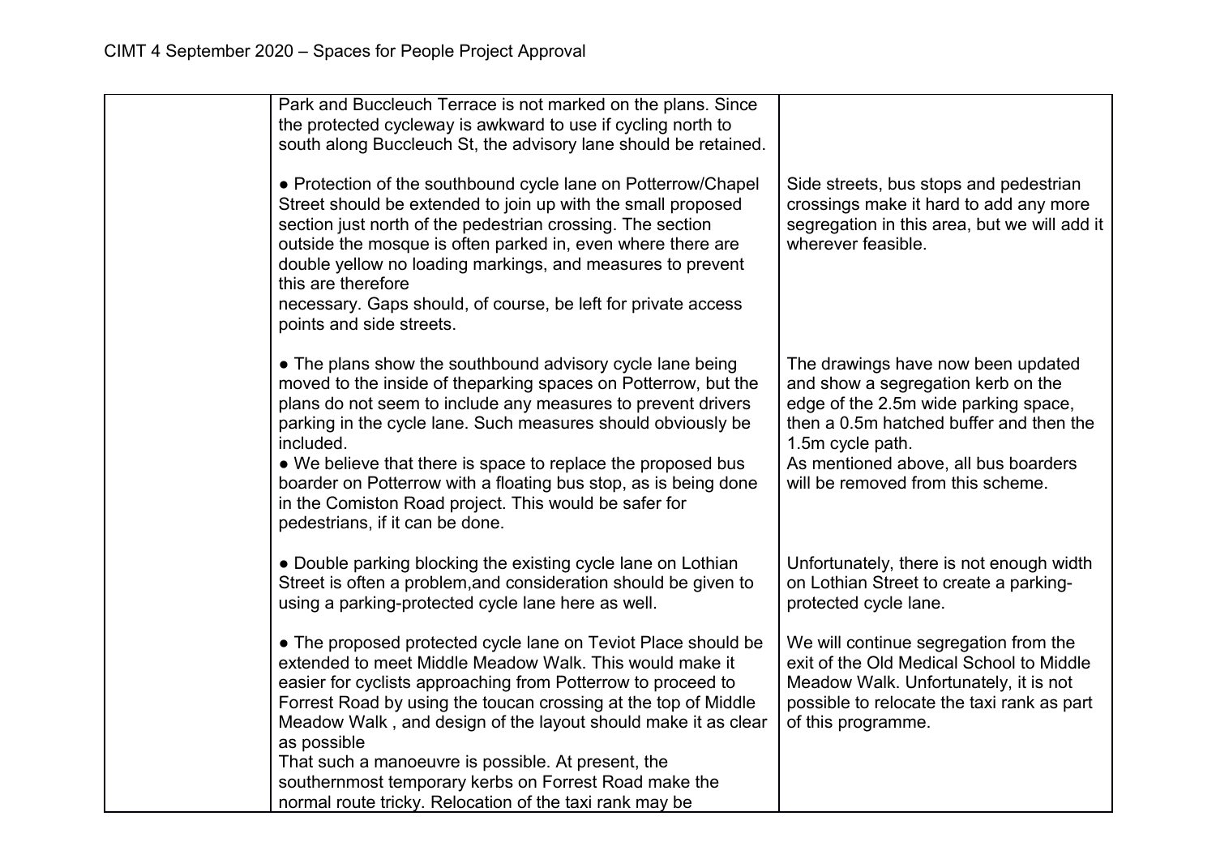| | | |
|---|---|---|
| | Park and Buccleuch Terrace is not marked on the plans. Since the protected cycleway is awkward to use if cycling north to south along Buccleuch St, the advisory lane should be retained. | |
| | ● Protection of the southbound cycle lane on Potterrow/Chapel Street should be extended to join up with the small proposed section just north of the pedestrian crossing. The section outside the mosque is often parked in, even where there are double yellow no loading markings, and measures to prevent this are therefore necessary. Gaps should, of course, be left for private access points and side streets. | Side streets, bus stops and pedestrian crossings make it hard to add any more segregation in this area, but we will add it wherever feasible. |
| | ● The plans show the southbound advisory cycle lane being moved to the inside of theparking spaces on Potterrow, but the plans do not seem to include any measures to prevent drivers parking in the cycle lane. Such measures should obviously be included.<br>● We believe that there is space to replace the proposed bus boarder on Potterrow with a floating bus stop, as is being done in the Comiston Road project. This would be safer for pedestrians, if it can be done. | The drawings have now been updated and show a segregation kerb on the edge of the 2.5m wide parking space, then a 0.5m hatched buffer and then the 1.5m cycle path.<br>As mentioned above, all bus boarders will be removed from this scheme. |
| | ● Double parking blocking the existing cycle lane on Lothian Street is often a problem,and consideration should be given to using a parking-protected cycle lane here as well. | Unfortunately, there is not enough width on Lothian Street to create a parking-protected cycle lane. |
| | ● The proposed protected cycle lane on Teviot Place should be extended to meet Middle Meadow Walk. This would make it easier for cyclists approaching from Potterrow to proceed to Forrest Road by using the toucan crossing at the top of Middle Meadow Walk , and design of the layout should make it as clear as possible<br>That such a manoeuvre is possible. At present, the southernmost temporary kerbs on Forrest Road make the normal route tricky. Relocation of the taxi rank may be | We will continue segregation from the exit of the Old Medical School to Middle Meadow Walk. Unfortunately, it is not possible to relocate the taxi rank as part of this programme. |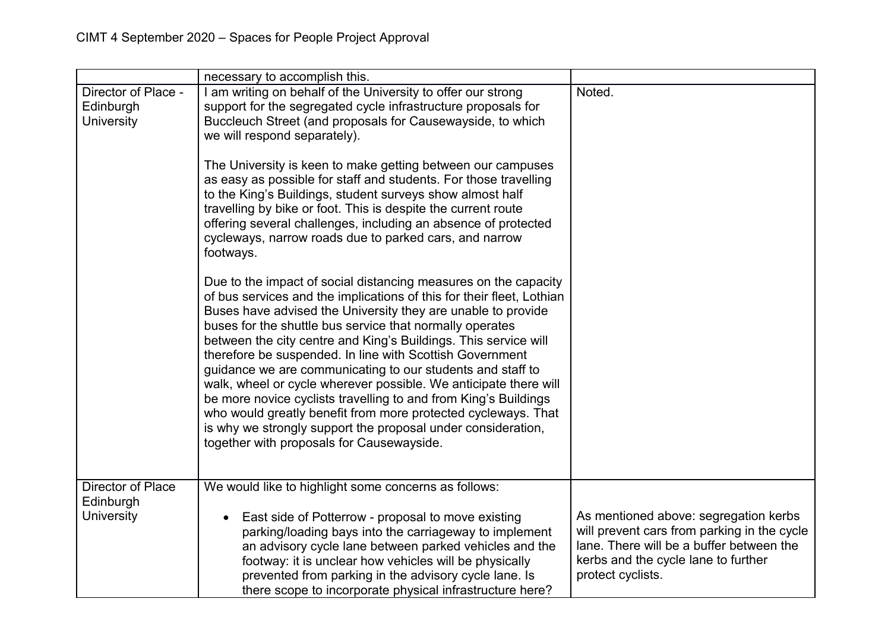| | | |
|---|---|---|
| | necessary to accomplish this. | |
| Director of Place - Edinburgh University | I am writing on behalf of the University to offer our strong support for the segregated cycle infrastructure proposals for Buccleuch Street (and proposals for Causewayside, to which we will respond separately).<br><br>The University is keen to make getting between our campuses as easy as possible for staff and students. For those travelling to the King's Buildings, student surveys show almost half travelling by bike or foot. This is despite the current route offering several challenges, including an absence of protected cycleways, narrow roads due to parked cars, and narrow footways.<br><br>Due to the impact of social distancing measures on the capacity of bus services and the implications of this for their fleet, Lothian Buses have advised the University they are unable to provide buses for the shuttle bus service that normally operates between the city centre and King's Buildings. This service will therefore be suspended. In line with Scottish Government guidance we are communicating to our students and staff to walk, wheel or cycle wherever possible. We anticipate there will be more novice cyclists travelling to and from King's Buildings who would greatly benefit from more protected cycleways. That is why we strongly support the proposal under consideration, together with proposals for Causewayside. | Noted. |
| Director of Place Edinburgh University | We would like to highlight some concerns as follows:<br><br>• East side of Potterrow - proposal to move existing parking/loading bays into the carriageway to implement an advisory cycle lane between parked vehicles and the footway: it is unclear how vehicles will be physically prevented from parking in the advisory cycle lane. Is there scope to incorporate physical infrastructure here? | As mentioned above: segregation kerbs will prevent cars from parking in the cycle lane. There will be a buffer between the kerbs and the cycle lane to further protect cyclists. |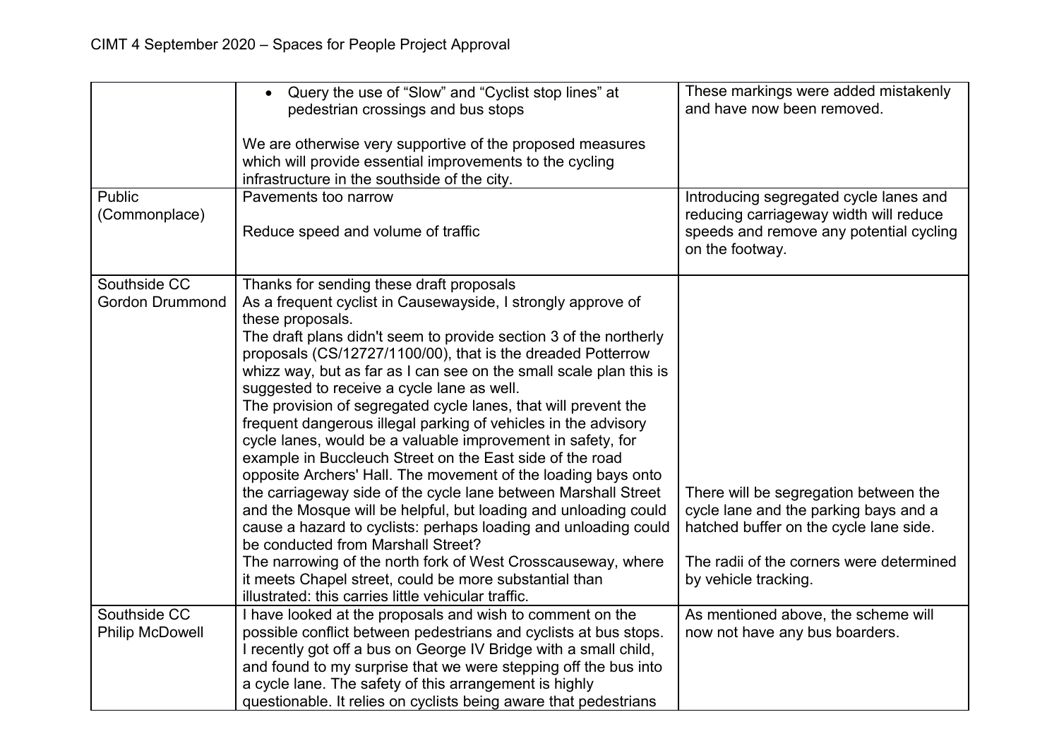| | | |
|---|---|---|
| | • Query the use of "Slow" and "Cyclist stop lines" at pedestrian crossings and bus stops<br><br>We are otherwise very supportive of the proposed measures which will provide essential improvements to the cycling infrastructure in the southside of the city. | These markings were added mistakenly and have now been removed. |
| Public (Commonplace) | Pavements too narrow<br><br>Reduce speed and volume of traffic | Introducing segregated cycle lanes and reducing carriageway width will reduce speeds and remove any potential cycling on the footway. |
| Southside CC Gordon Drummond | Thanks for sending these draft proposals<br>As a frequent cyclist in Causewayside, I strongly approve of these proposals.<br>The draft plans didn't seem to provide section 3 of the northerly proposals (CS/12727/1100/00), that is the dreaded Potterrow whizz way, but as far as I can see on the small scale plan this is suggested to receive a cycle lane as well.<br>The provision of segregated cycle lanes, that will prevent the frequent dangerous illegal parking of vehicles in the advisory cycle lanes, would be a valuable improvement in safety, for example in Buccleuch Street on the East side of the road opposite Archers' Hall. The movement of the loading bays onto the carriageway side of the cycle lane between Marshall Street and the Mosque will be helpful, but loading and unloading could cause a hazard to cyclists: perhaps loading and unloading could be conducted from Marshall Street?<br>The narrowing of the north fork of West Crosscauseway, where it meets Chapel street, could be more substantial than illustrated: this carries little vehicular traffic. | There will be segregation between the cycle lane and the parking bays and a hatched buffer on the cycle lane side.<br><br>The radii of the corners were determined by vehicle tracking. |
| Southside CC Philip McDowell | I have looked at the proposals and wish to comment on the possible conflict between pedestrians and cyclists at bus stops. I recently got off a bus on George IV Bridge with a small child, and found to my surprise that we were stepping off the bus into a cycle lane. The safety of this arrangement is highly questionable. It relies on cyclists being aware that pedestrians | As mentioned above, the scheme will now not have any bus boarders. |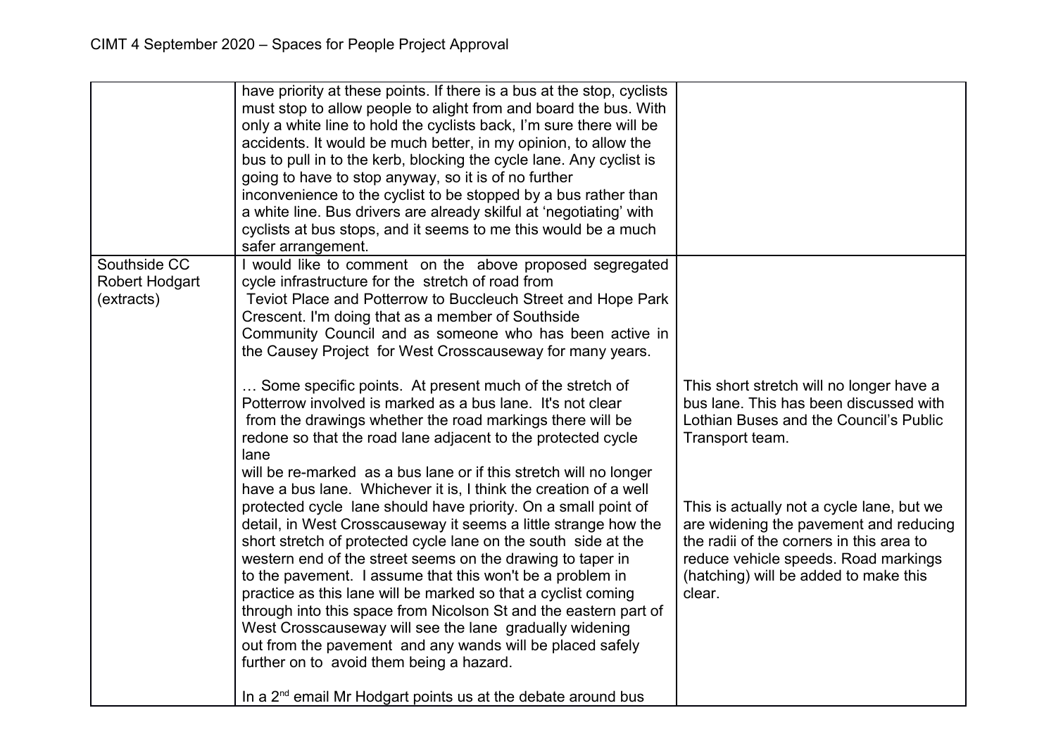| | | |
|---|---|---|
| | have priority at these points. If there is a bus at the stop, cyclists must stop to allow people to alight from and board the bus. With only a white line to hold the cyclists back, I'm sure there will be accidents. It would be much better, in my opinion, to allow the bus to pull in to the kerb, blocking the cycle lane. Any cyclist is going to have to stop anyway, so it is of no further inconvenience to the cyclist to be stopped by a bus rather than a white line. Bus drivers are already skilful at 'negotiating' with cyclists at bus stops, and it seems to me this would be a much safer arrangement. | |
| Southside CC Robert Hodgart (extracts) | I would like to comment on the above proposed segregated cycle infrastructure for the stretch of road from Teviot Place and Potterow to Buccleuch Street and Hope Park Crescent. I'm doing that as a member of Southside Community Council and as someone who has been active in the Causey Project for West Crosscauseway for many years.<br><br>… Some specific points. At present much of the stretch of Potterow involved is marked as a bus lane. It's not clear from the drawings whether the road markings there will be redone so that the road lane adjacent to the protected cycle lane will be re-marked as a bus lane or if this stretch will no longer have a bus lane. Whichever it is, I think the creation of a well protected cycle lane should have priority. On a small point of detail, in West Crosscauseway it seems a little strange how the short stretch of protected cycle lane on the south side at the western end of the street seems on the drawing to taper in to the pavement. I assume that this won't be a problem in practice as this lane will be marked so that a cyclist coming through into this space from Nicolson St and the eastern part of West Crosscauseway will see the lane gradually widening out from the pavement and any wands will be placed safely further on to avoid them being a hazard.<br><br>In a 2nd email Mr Hodgart points us at the debate around bus | This short stretch will no longer have a bus lane. This has been discussed with Lothian Buses and the Council's Public Transport team.<br><br>This is actually not a cycle lane, but we are widening the pavement and reducing the radii of the corners in this area to reduce vehicle speeds. Road markings (hatching) will be added to make this clear. |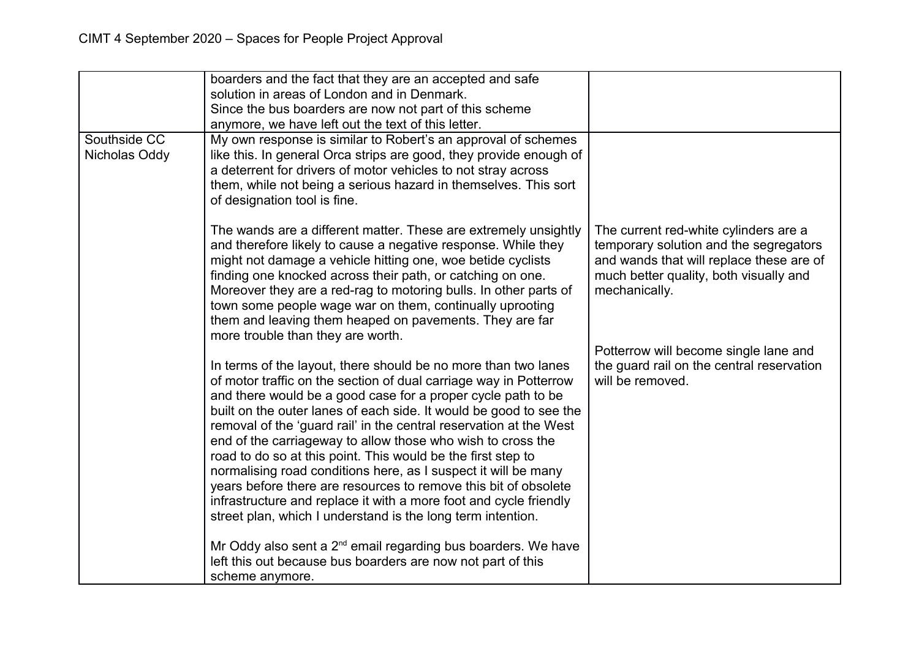| | | |
|---|---|---|
| | boarders and the fact that they are an accepted and safe solution in areas of London and in Denmark.<br>Since the bus boarders are now not part of this scheme anymore, we have left out the text of this letter. | |
| Southside CC<br>Nicholas Oddy | My own response is similar to Robert's an approval of schemes like this. In general Orca strips are good, they provide enough of a deterrent for drivers of motor vehicles to not stray across them, while not being a serious hazard in themselves. This sort of designation tool is fine.<br><br>The wands are a different matter. These are extremely unsightly and therefore likely to cause a negative response. While they might not damage a vehicle hitting one, woe betide cyclists finding one knocked across their path, or catching on one. Moreover they are a red-rag to motoring bulls. In other parts of town some people wage war on them, continually uprooting them and leaving them heaped on pavements. They are far more trouble than they are worth.<br><br>In terms of the layout, there should be no more than two lanes of motor traffic on the section of dual carriage way in Potterrow and there would be a good case for a proper cycle path to be built on the outer lanes of each side. It would be good to see the removal of the 'guard rail' in the central reservation at the West end of the carriageway to allow those who wish to cross the road to do so at this point. This would be the first step to normalising road conditions here, as I suspect it will be many years before there are resources to remove this bit of obsolete infrastructure and replace it with a more foot and cycle friendly street plan, which I understand is the long term intention.<br><br>Mr Oddy also sent a 2nd email regarding bus boarders. We have left this out because bus boarders are now not part of this scheme anymore. | The current red-white cylinders are a temporary solution and the segregators and wands that will replace these are of much better quality, both visually and mechanically.<br><br>Potterrow will become single lane and the guard rail on the central reservation will be removed. |